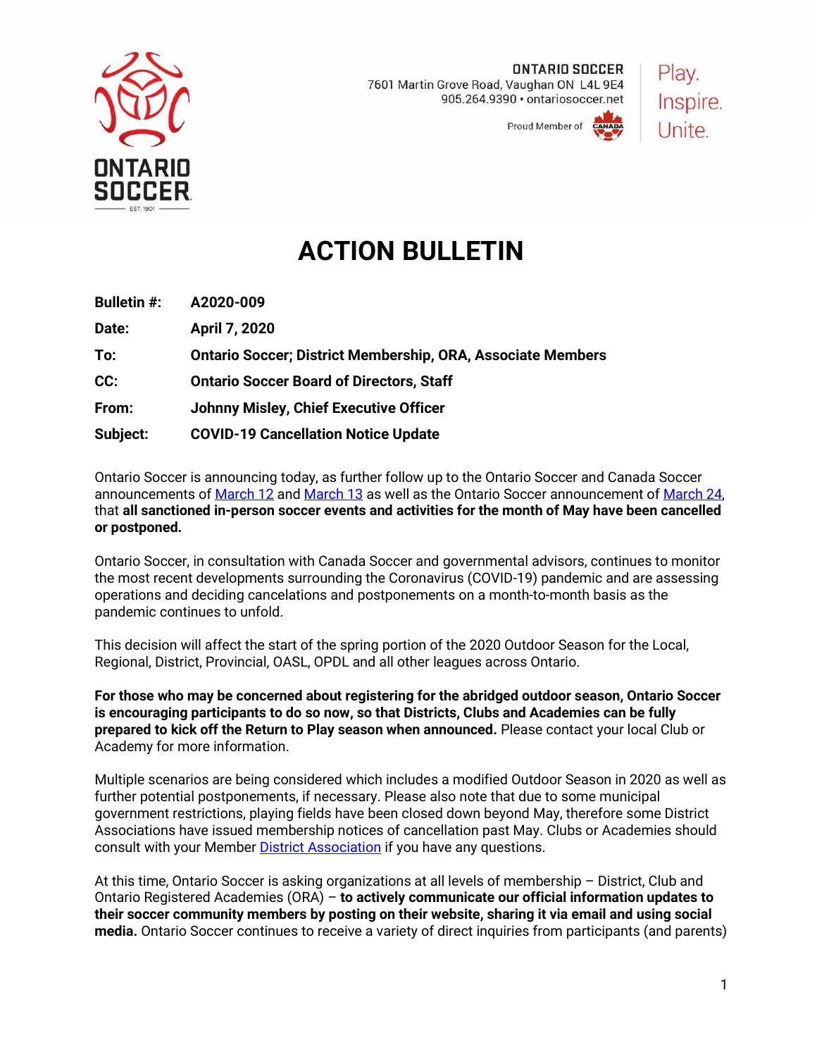ONTARIO SOCCER
EST. 1901

**ONTARIO SOCCER**
7601 Martin Grove Road, Vaughan ON L4L 9E4
905.264.9390 • ontariosoccer.net

Proud Member of CANADA

Play.
Inspire.
Unite.

# ACTION BULLETIN

| | |
|---|---|
| **Bulletin #:** | **A2020-009** |
| **Date:** | **April 7, 2020** |
| **To:** | **Ontario Soccer; District Membership, ORA, Associate Members** |
| **CC:** | **Ontario Soccer Board of Directors, Staff** |
| **From:** | **Johnny Misley, Chief Executive Officer** |
| **Subject:** | **COVID-19 Cancellation Notice Update** |

Ontario Soccer is announcing today, as further follow up to the Ontario Soccer and Canada Soccer announcements of March 12 and March 13 as well as the Ontario Soccer announcement of March 24, that **all sanctioned in-person soccer events and activities for the month of May have been cancelled or postponed.**

Ontario Soccer, in consultation with Canada Soccer and governmental advisors, continues to monitor the most recent developments surrounding the Coronavirus (COVID-19) pandemic and are assessing operations and deciding cancelations and postponements on a month-to-month basis as the pandemic continues to unfold.

This decision will affect the start of the spring portion of the 2020 Outdoor Season for the Local, Regional, District, Provincial, OASL, OPDL and all other leagues across Ontario.

**For those who may be concerned about registering for the abridged outdoor season, Ontario Soccer is encouraging participants to do so now, so that Districts, Clubs and Academies can be fully prepared to kick off the Return to Play season when announced.** Please contact your local Club or Academy for more information.

Multiple scenarios are being considered which includes a modified Outdoor Season in 2020 as well as further potential postponements, if necessary. Please also note that due to some municipal government restrictions, playing fields have been closed down beyond May, therefore some District Associations have issued membership notices of cancellation past May. Clubs or Academies should consult with your Member District Association if you have any questions.

At this time, Ontario Soccer is asking organizations at all levels of membership – District, Club and Ontario Registered Academies (ORA) – **to actively communicate our official information updates to their soccer community members by posting on their website, sharing it via email and using social media.** Ontario Soccer continues to receive a variety of direct inquiries from participants (and parents)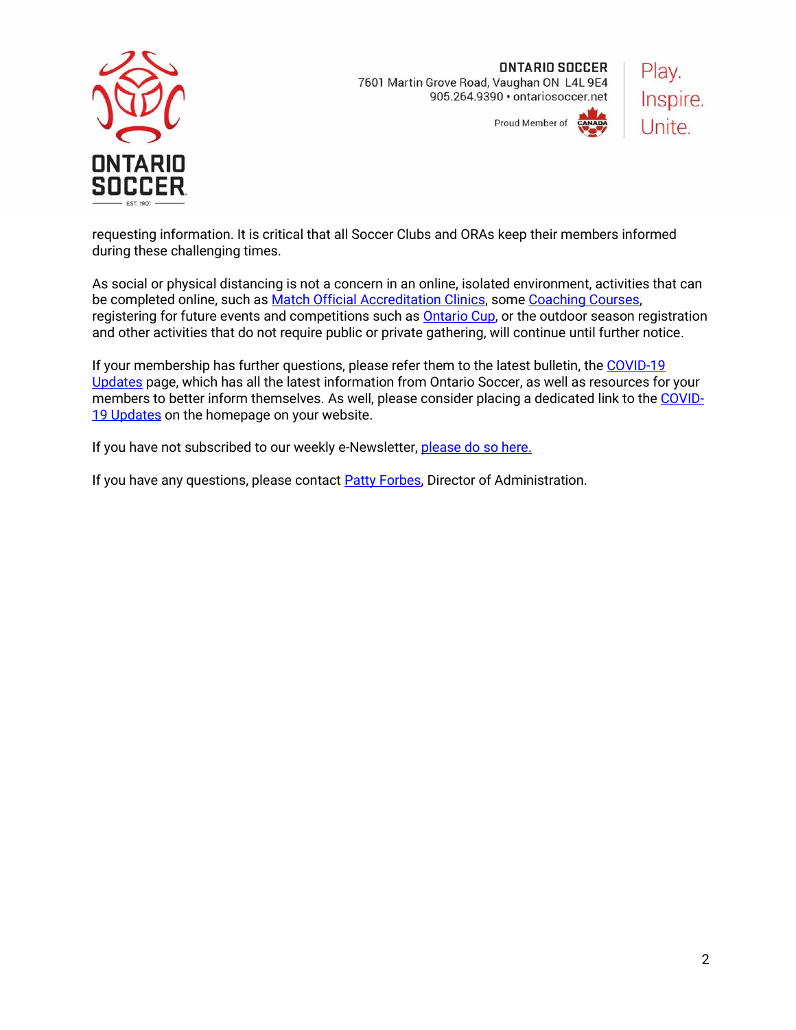requesting information. It is critical that all Soccer Clubs and ORAs keep their members informed during these challenging times.

As social or physical distancing is not a concern in an online, isolated environment, activities that can be completed online, such as Match Official Accreditation Clinics, some Coaching Courses, registering for future events and competitions such as Ontario Cup, or the outdoor season registration and other activities that do not require public or private gathering, will continue until further notice.

If your membership has further questions, please refer them to the latest bulletin, the COVID-19 Updates page, which has all the latest information from Ontario Soccer, as well as resources for your members to better inform themselves. As well, please consider placing a dedicated link to the COVID-19 Updates on the homepage on your website.

If you have not subscribed to our weekly e-Newsletter, please do so here.

If you have any questions, please contact Patty Forbes, Director of Administration.